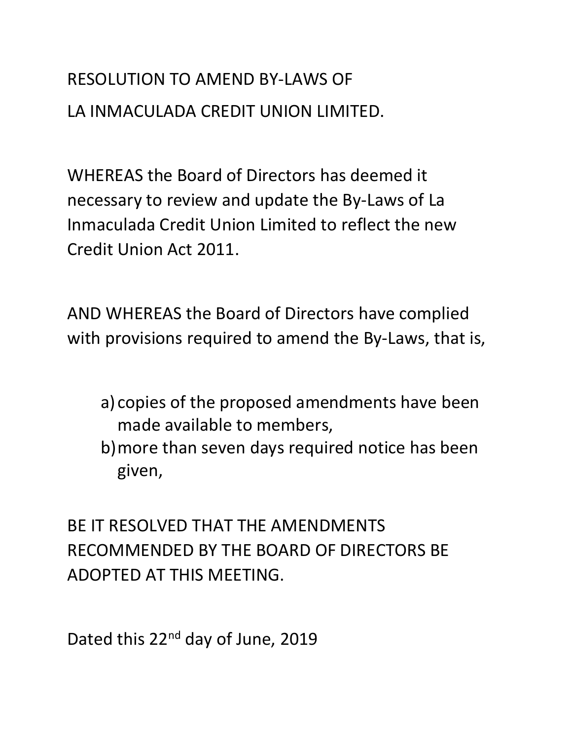# RESOLUTION TO AMEND BY-LAWS OF LA INMACULADA CREDIT UNION LIMITED.

WHEREAS the Board of Directors has deemed it necessary to review and update the By-Laws of La Inmaculada Credit Union Limited to reflect the new Credit Union Act 2011.

AND WHEREAS the Board of Directors have complied with provisions required to amend the By-Laws, that is,

a) copies of the proposed amendments have been made available to members,
b) more than seven days required notice has been given,

BE IT RESOLVED THAT THE AMENDMENTS RECOMMENDED BY THE BOARD OF DIRECTORS BE ADOPTED AT THIS MEETING.

Dated this 22nd day of June, 2019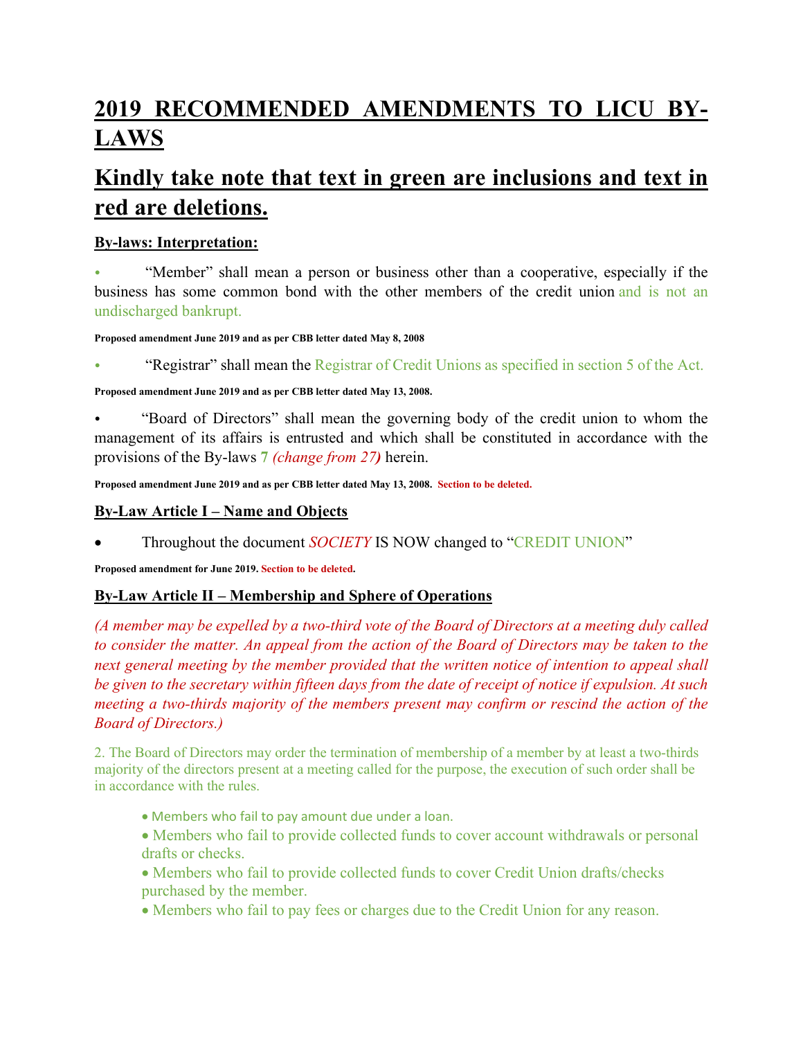# 2019 RECOMMENDED AMENDMENTS TO LICU BY-LAWS

## Kindly take note that text in green are inclusions and text in red are deletions.

### By-laws: Interpretation:

- "Member" shall mean a person or business other than a cooperative, especially if the business has some common bond with the other members of the credit union and is not an undischarged bankrupt.

**Proposed amendment June 2019 and as per CBB letter dated May 8, 2008**

- "Registrar" shall mean the Registrar of Credit Unions as specified in section 5 of the Act.

**Proposed amendment June 2019 and as per CBB letter dated May 13, 2008.**

- "Board of Directors" shall mean the governing body of the credit union to whom the management of its affairs is entrusted and which shall be constituted in accordance with the provisions of the By-laws **7** *(change from 27)* herein.

**Proposed amendment June 2019 and as per CBB letter dated May 13, 2008. Section to be deleted.**

### By-Law Article I – Name and Objects

- Throughout the document *SOCIETY* IS NOW changed to "CREDIT UNION"

**Proposed amendment for June 2019. Section to be deleted.**

### By-Law Article II – Membership and Sphere of Operations

*(A member may be expelled by a two-third vote of the Board of Directors at a meeting duly called to consider the matter. An appeal from the action of the Board of Directors may be taken to the next general meeting by the member provided that the written notice of intention to appeal shall be given to the secretary within fifteen days from the date of receipt of notice if expulsion. At such meeting a two-thirds majority of the members present may confirm or rescind the action of the Board of Directors.)*

2. The Board of Directors may order the termination of membership of a member by at least a two-thirds majority of the directors present at a meeting called for the purpose, the execution of such order shall be in accordance with the rules.

- Members who fail to pay amount due under a loan.
- Members who fail to provide collected funds to cover account withdrawals or personal drafts or checks.
- Members who fail to provide collected funds to cover Credit Union drafts/checks purchased by the member.
- Members who fail to pay fees or charges due to the Credit Union for any reason.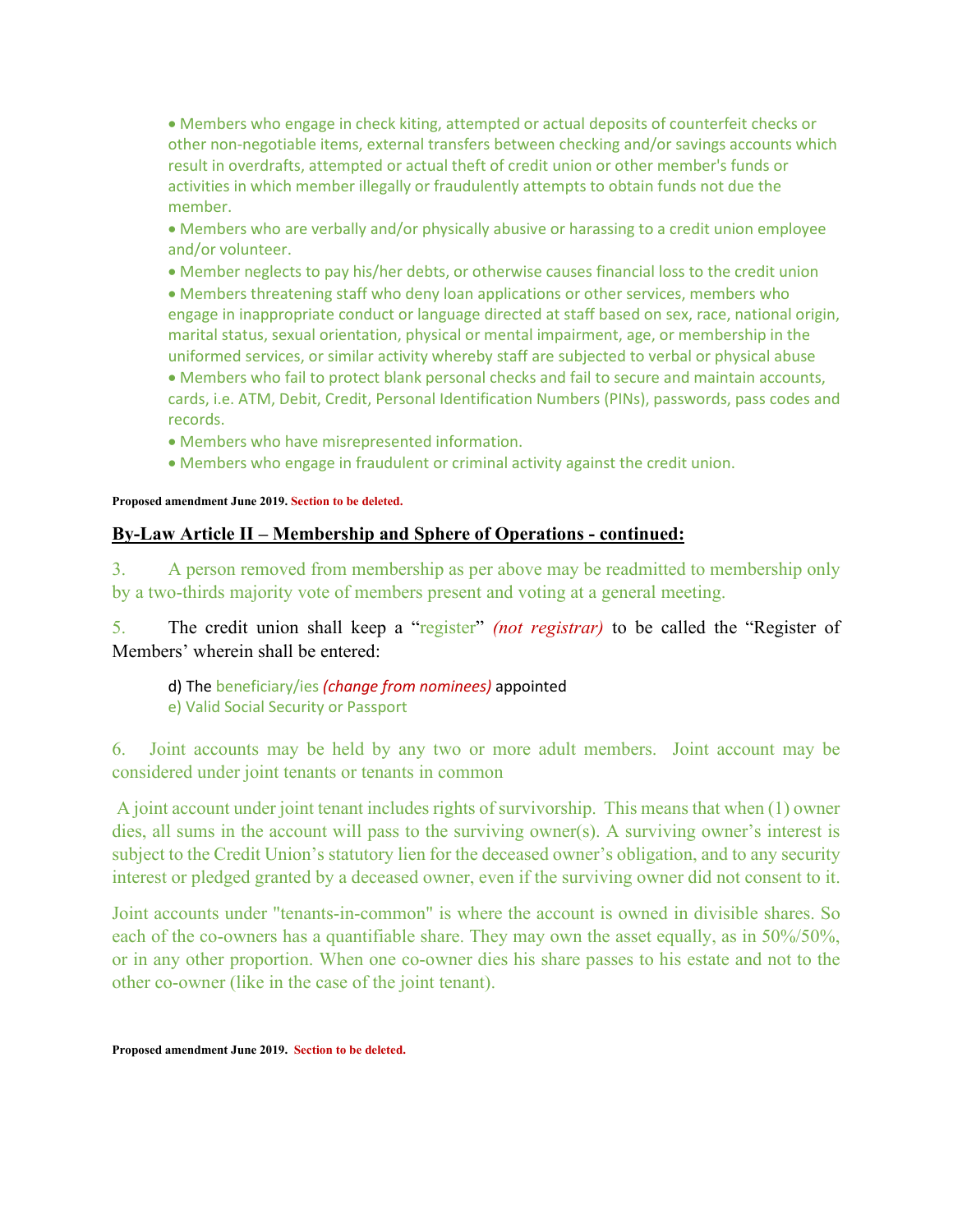- Members who engage in check kiting, attempted or actual deposits of counterfeit checks or other non-negotiable items, external transfers between checking and/or savings accounts which result in overdrafts, attempted or actual theft of credit union or other member's funds or activities in which member illegally or fraudulently attempts to obtain funds not due the member.
- Members who are verbally and/or physically abusive or harassing to a credit union employee and/or volunteer.
- Member neglects to pay his/her debts, or otherwise causes financial loss to the credit union
- Members threatening staff who deny loan applications or other services, members who engage in inappropriate conduct or language directed at staff based on sex, race, national origin, marital status, sexual orientation, physical or mental impairment, age, or membership in the uniformed services, or similar activity whereby staff are subjected to verbal or physical abuse
- Members who fail to protect blank personal checks and fail to secure and maintain accounts, cards, i.e. ATM, Debit, Credit, Personal Identification Numbers (PINs), passwords, pass codes and records.
- Members who have misrepresented information.
- Members who engage in fraudulent or criminal activity against the credit union.

**Proposed amendment June 2019. Section to be deleted.**

## By-Law Article II – Membership and Sphere of Operations - continued:

3. A person removed from membership as per above may be readmitted to membership only by a two-thirds majority vote of members present and voting at a general meeting.

5. The credit union shall keep a "register" *(not registrar)* to be called the "Register of Members' wherein shall be entered:

d) The beneficiary/ies *(change from nominees)* appointed
e) Valid Social Security or Passport

6. Joint accounts may be held by any two or more adult members. Joint account may be considered under joint tenants or tenants in common

A joint account under joint tenant includes rights of survivorship. This means that when (1) owner dies, all sums in the account will pass to the surviving owner(s). A surviving owner's interest is subject to the Credit Union's statutory lien for the deceased owner's obligation, and to any security interest or pledged granted by a deceased owner, even if the surviving owner did not consent to it.

Joint accounts under "tenants-in-common" is where the account is owned in divisible shares. So each of the co-owners has a quantifiable share. They may own the asset equally, as in 50%/50%, or in any other proportion. When one co-owner dies his share passes to his estate and not to the other co-owner (like in the case of the joint tenant).

**Proposed amendment June 2019. Section to be deleted.**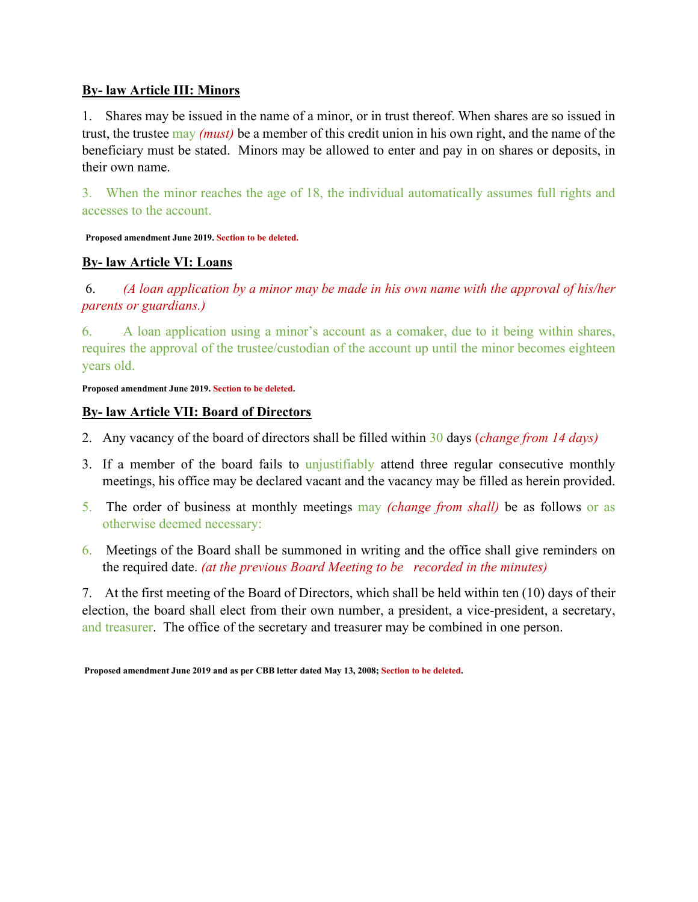**By- law Article III: Minors**

1. Shares may be issued in the name of a minor, or in trust thereof. When shares are so issued in trust, the trustee may *(must)* be a member of this credit union in his own right, and the name of the beneficiary must be stated. Minors may be allowed to enter and pay in on shares or deposits, in their own name.

3. When the minor reaches the age of 18, the individual automatically assumes full rights and accesses to the account.

**Proposed amendment June 2019. Section to be deleted.**

**By- law Article VI: Loans**

6. *(A loan application by a minor may be made in his own name with the approval of his/her parents or guardians.)*

6. A loan application using a minor's account as a comaker, due to it being within shares, requires the approval of the trustee/custodian of the account up until the minor becomes eighteen years old.

**Proposed amendment June 2019. Section to be deleted.**

**By- law Article VII: Board of Directors**

2. Any vacancy of the board of directors shall be filled within 30 days (*change from 14 days)*
3. If a member of the board fails to unjustifiably attend three regular consecutive monthly meetings, his office may be declared vacant and the vacancy may be filled as herein provided.
5. The order of business at monthly meetings may *(change from shall)* be as follows or as otherwise deemed necessary:
6. Meetings of the Board shall be summoned in writing and the office shall give reminders on the required date. *(at the previous Board Meeting to be recorded in the minutes)*

7. At the first meeting of the Board of Directors, which shall be held within ten (10) days of their election, the board shall elect from their own number, a president, a vice-president, a secretary, and treasurer. The office of the secretary and treasurer may be combined in one person.

**Proposed amendment June 2019 and as per CBB letter dated May 13, 2008; Section to be deleted.**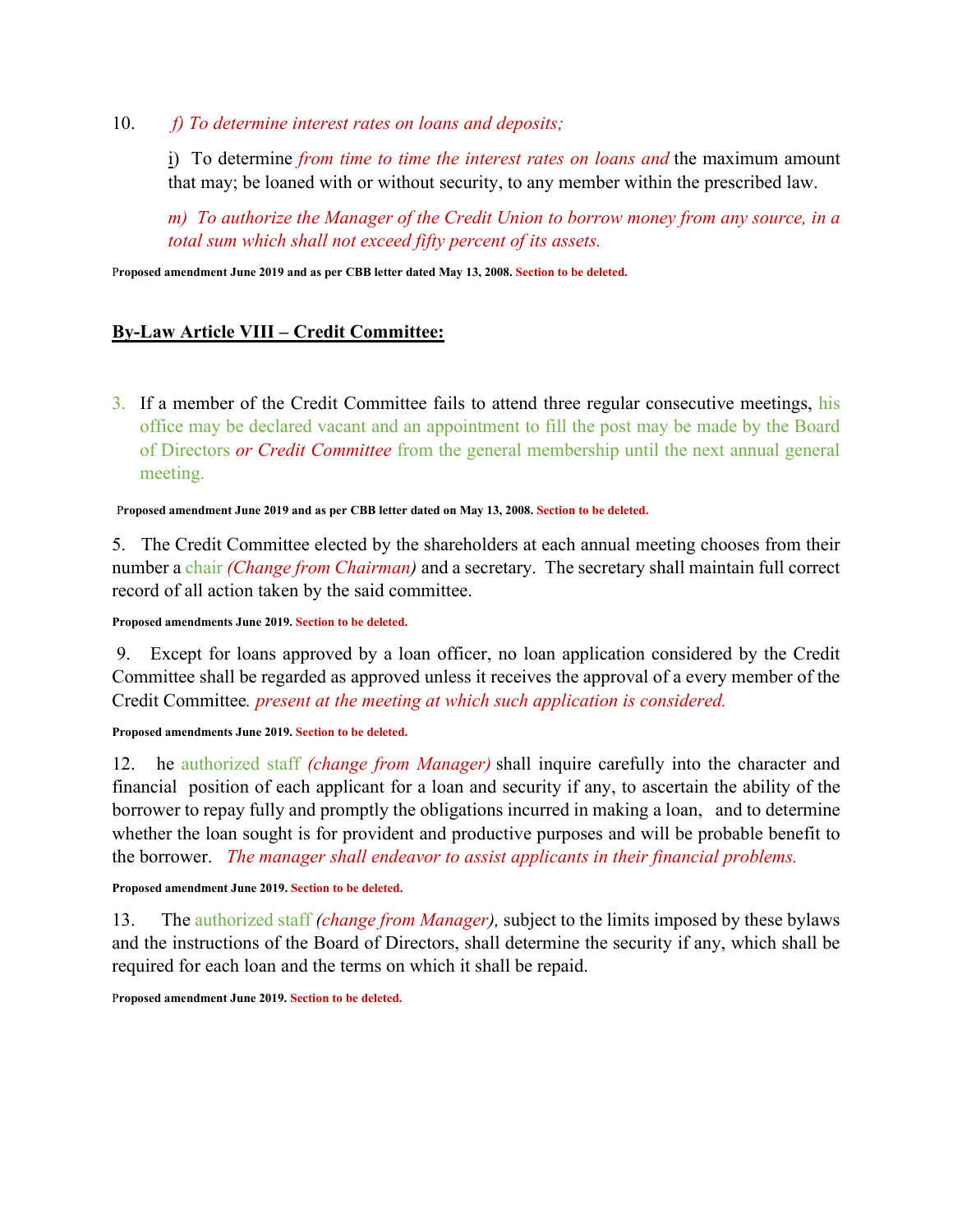10. *f) To determine interest rates on loans and deposits;*

i) To determine *from time to time the interest rates on loans and* the maximum amount that may; be loaned with or without security, to any member within the prescribed law.

*m) To authorize the Manager of the Credit Union to borrow money from any source, in a total sum which shall not exceed fifty percent of its assets.*

**Proposed amendment June 2019 and as per CBB letter dated May 13, 2008. Section to be deleted.**

## **By-Law Article VIII – Credit Committee:**

3. If a member of the Credit Committee fails to attend three regular consecutive meetings, his office may be declared vacant and an appointment to fill the post may be made by the Board of Directors *or Credit Committee* from the general membership until the next annual general meeting.

**Proposed amendment June 2019 and as per CBB letter dated on May 13, 2008. Section to be deleted.**

5. The Credit Committee elected by the shareholders at each annual meeting chooses from their number a chair *(Change from Chairman)* and a secretary. The secretary shall maintain full correct record of all action taken by the said committee.

**Proposed amendments June 2019. Section to be deleted.**

9. Except for loans approved by a loan officer, no loan application considered by the Credit Committee shall be regarded as approved unless it receives the approval of a every member of the Credit Committee*. present at the meeting at which such application is considered.*

**Proposed amendments June 2019. Section to be deleted.**

12. he authorized staff *(change from Manager)* shall inquire carefully into the character and financial position of each applicant for a loan and security if any, to ascertain the ability of the borrower to repay fully and promptly the obligations incurred in making a loan, and to determine whether the loan sought is for provident and productive purposes and will be probable benefit to the borrower. *The manager shall endeavor to assist applicants in their financial problems.*

**Proposed amendment June 2019. Section to be deleted.**

13. The authorized staff *(change from Manager),* subject to the limits imposed by these bylaws and the instructions of the Board of Directors, shall determine the security if any, which shall be required for each loan and the terms on which it shall be repaid.

**Proposed amendment June 2019. Section to be deleted.**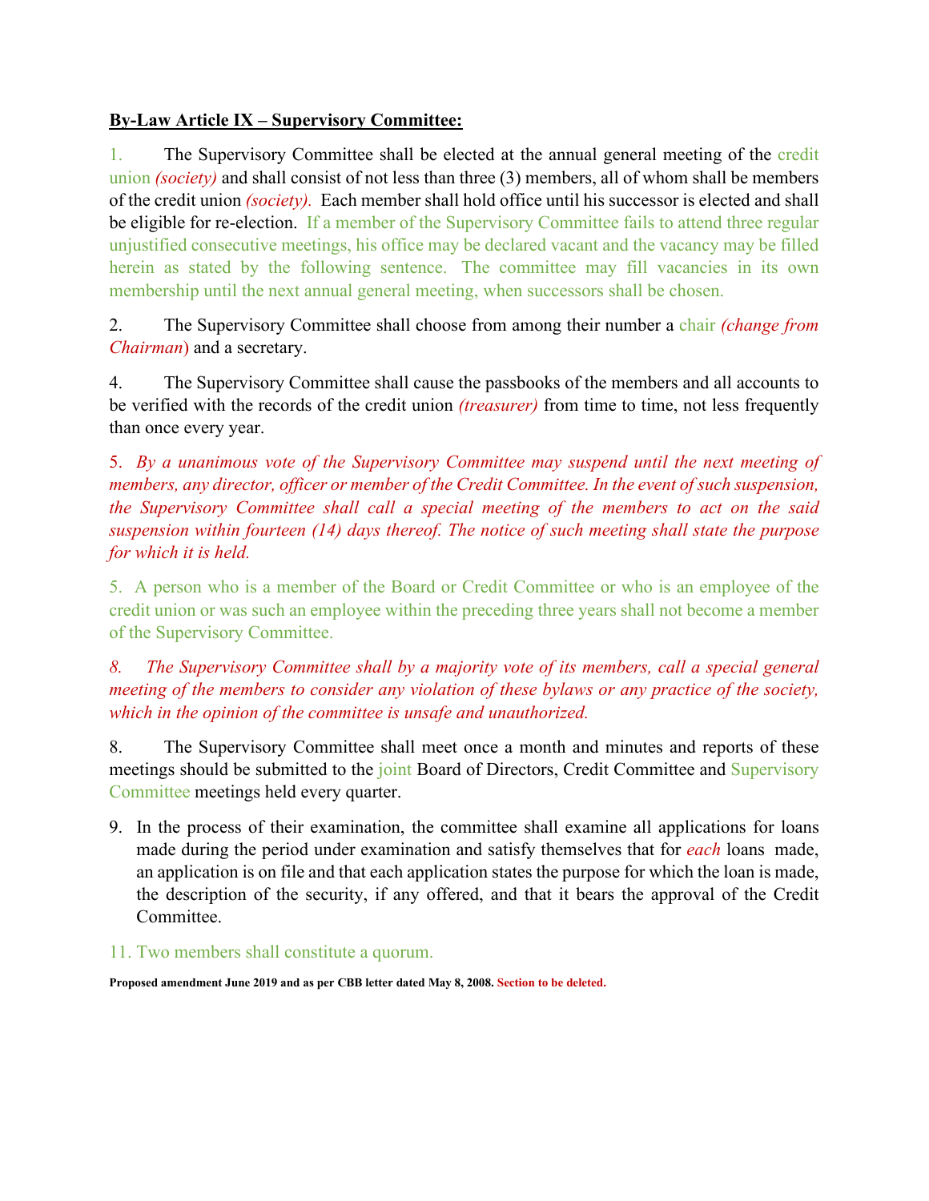**By-Law Article IX – Supervisory Committee:**

1. The Supervisory Committee shall be elected at the annual general meeting of the credit union *(society)* and shall consist of not less than three (3) members, all of whom shall be members of the credit union *(society).* Each member shall hold office until his successor is elected and shall be eligible for re-election. If a member of the Supervisory Committee fails to attend three regular unjustified consecutive meetings, his office may be declared vacant and the vacancy may be filled herein as stated by the following sentence. The committee may fill vacancies in its own membership until the next annual general meeting, when successors shall be chosen.

2. The Supervisory Committee shall choose from among their number a chair *(change from Chairman*) and a secretary.

4. The Supervisory Committee shall cause the passbooks of the members and all accounts to be verified with the records of the credit union *(treasurer)* from time to time, not less frequently than once every year.

5. *By a unanimous vote of the Supervisory Committee may suspend until the next meeting of members, any director, officer or member of the Credit Committee. In the event of such suspension, the Supervisory Committee shall call a special meeting of the members to act on the said suspension within fourteen (14) days thereof. The notice of such meeting shall state the purpose for which it is held.*

5. A person who is a member of the Board or Credit Committee or who is an employee of the credit union or was such an employee within the preceding three years shall not become a member of the Supervisory Committee.

*8. The Supervisory Committee shall by a majority vote of its members, call a special general meeting of the members to consider any violation of these bylaws or any practice of the society, which in the opinion of the committee is unsafe and unauthorized.*

8. The Supervisory Committee shall meet once a month and minutes and reports of these meetings should be submitted to the joint Board of Directors, Credit Committee and Supervisory Committee meetings held every quarter.

9. In the process of their examination, the committee shall examine all applications for loans made during the period under examination and satisfy themselves that for *each* loans made, an application is on file and that each application states the purpose for which the loan is made, the description of the security, if any offered, and that it bears the approval of the Credit Committee.

11. Two members shall constitute a quorum.

**Proposed amendment June 2019 and as per CBB letter dated May 8, 2008. Section to be deleted.**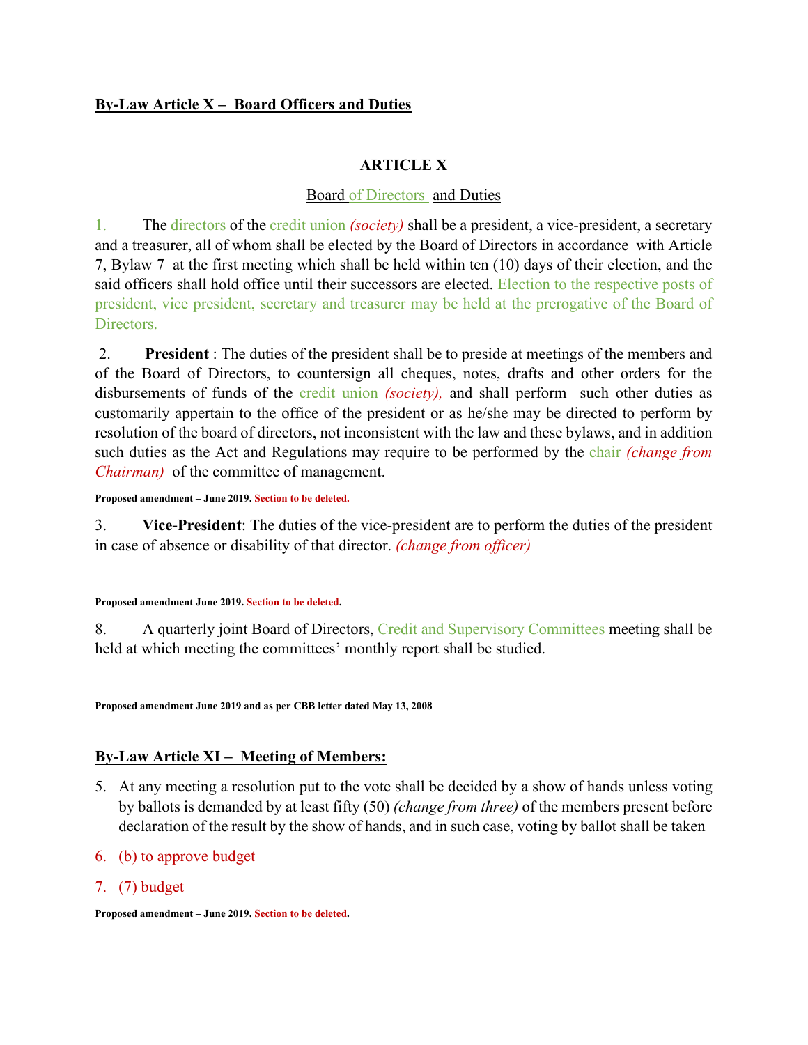**By-Law Article X – Board Officers and Duties**

### ARTICLE X

Board of Directors and Duties

1. The directors of the credit union *(society)* shall be a president, a vice-president, a secretary and a treasurer, all of whom shall be elected by the Board of Directors in accordance with Article 7, Bylaw 7 at the first meeting which shall be held within ten (10) days of their election, and the said officers shall hold office until their successors are elected. Election to the respective posts of president, vice president, secretary and treasurer may be held at the prerogative of the Board of Directors.

2. **President** : The duties of the president shall be to preside at meetings of the members and of the Board of Directors, to countersign all cheques, notes, drafts and other orders for the disbursements of funds of the credit union *(society),* and shall perform such other duties as customarily appertain to the office of the president or as he/she may be directed to perform by resolution of the board of directors, not inconsistent with the law and these bylaws, and in addition such duties as the Act and Regulations may require to be performed by the chair *(change from Chairman)* of the committee of management.

**Proposed amendment – June 2019. Section to be deleted.**

3. **Vice-President**: The duties of the vice-president are to perform the duties of the president in case of absence or disability of that director. *(change from officer)*

**Proposed amendment June 2019. Section to be deleted.**

8. A quarterly joint Board of Directors, Credit and Supervisory Committees meeting shall be held at which meeting the committees' monthly report shall be studied.

**Proposed amendment June 2019 and as per CBB letter dated May 13, 2008**

**By-Law Article XI – Meeting of Members:**

5. At any meeting a resolution put to the vote shall be decided by a show of hands unless voting by ballots is demanded by at least fifty (50) *(change from three)* of the members present before declaration of the result by the show of hands, and in such case, voting by ballot shall be taken
6. (b) to approve budget
7. (7) budget

**Proposed amendment – June 2019. Section to be deleted.**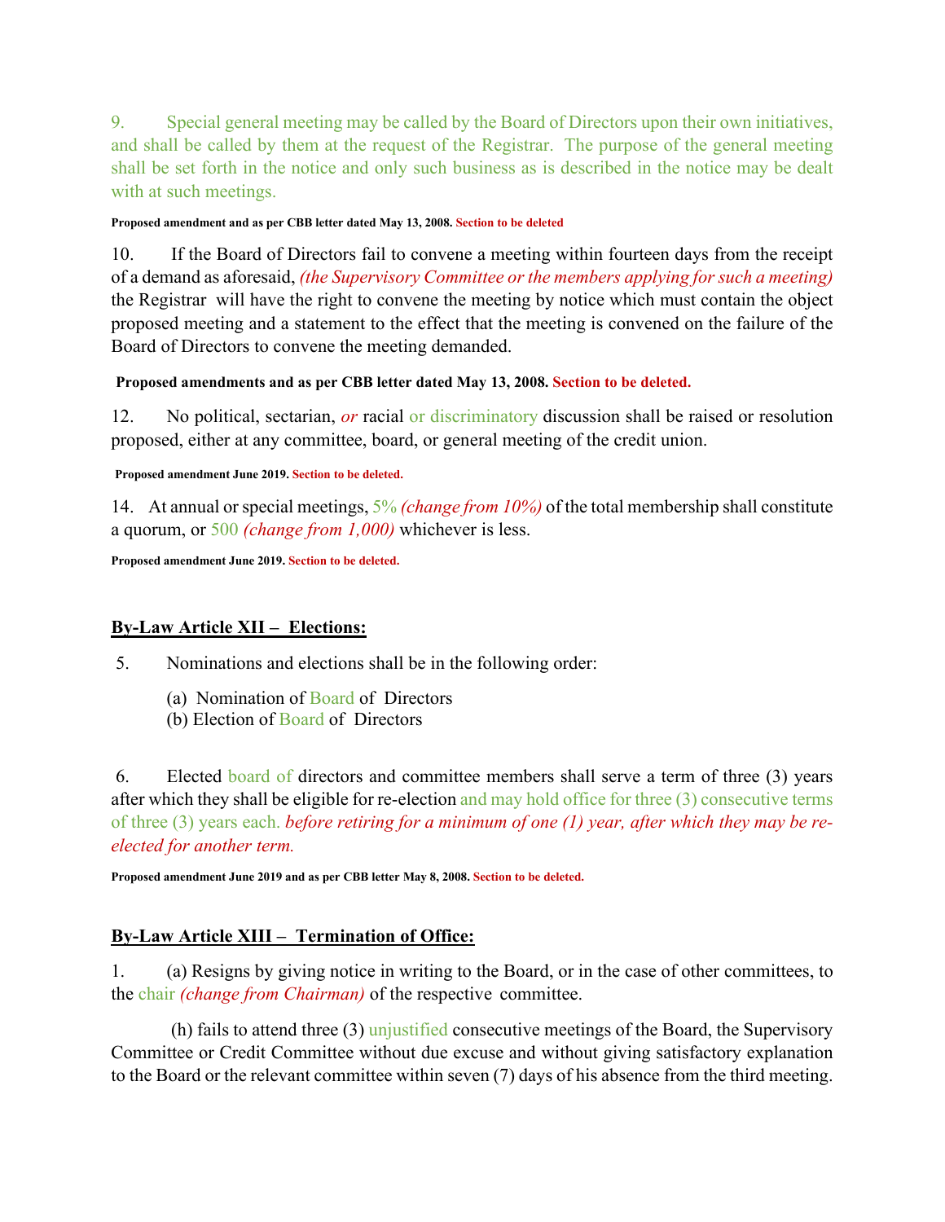9. Special general meeting may be called by the Board of Directors upon their own initiatives, and shall be called by them at the request of the Registrar. The purpose of the general meeting shall be set forth in the notice and only such business as is described in the notice may be dealt with at such meetings.

**Proposed amendment and as per CBB letter dated May 13, 2008. Section to be deleted**

10. If the Board of Directors fail to convene a meeting within fourteen days from the receipt of a demand as aforesaid, *(the Supervisory Committee or the members applying for such a meeting)* the Registrar will have the right to convene the meeting by notice which must contain the object proposed meeting and a statement to the effect that the meeting is convened on the failure of the Board of Directors to convene the meeting demanded.

**Proposed amendments and as per CBB letter dated May 13, 2008. Section to be deleted.**

12. No political, sectarian, *or* racial or discriminatory discussion shall be raised or resolution proposed, either at any committee, board, or general meeting of the credit union.

**Proposed amendment June 2019. Section to be deleted.**

14. At annual or special meetings, 5% *(change from 10%)* of the total membership shall constitute a quorum, or 500 *(change from 1,000)* whichever is less.

**Proposed amendment June 2019. Section to be deleted.**

## By-Law Article XII – Elections:

5. Nominations and elections shall be in the following order:

(a) Nomination of Board of Directors
(b) Election of Board of Directors

6. Elected board of directors and committee members shall serve a term of three (3) years after which they shall be eligible for re-election and may hold office for three (3) consecutive terms of three (3) years each. *before retiring for a minimum of one (1) year, after which they may be re-elected for another term.*

**Proposed amendment June 2019 and as per CBB letter May 8, 2008. Section to be deleted.**

## By-Law Article XIII – Termination of Office:

1. (a) Resigns by giving notice in writing to the Board, or in the case of other committees, to the chair *(change from Chairman)* of the respective committee.

(h) fails to attend three (3) unjustified consecutive meetings of the Board, the Supervisory Committee or Credit Committee without due excuse and without giving satisfactory explanation to the Board or the relevant committee within seven (7) days of his absence from the third meeting.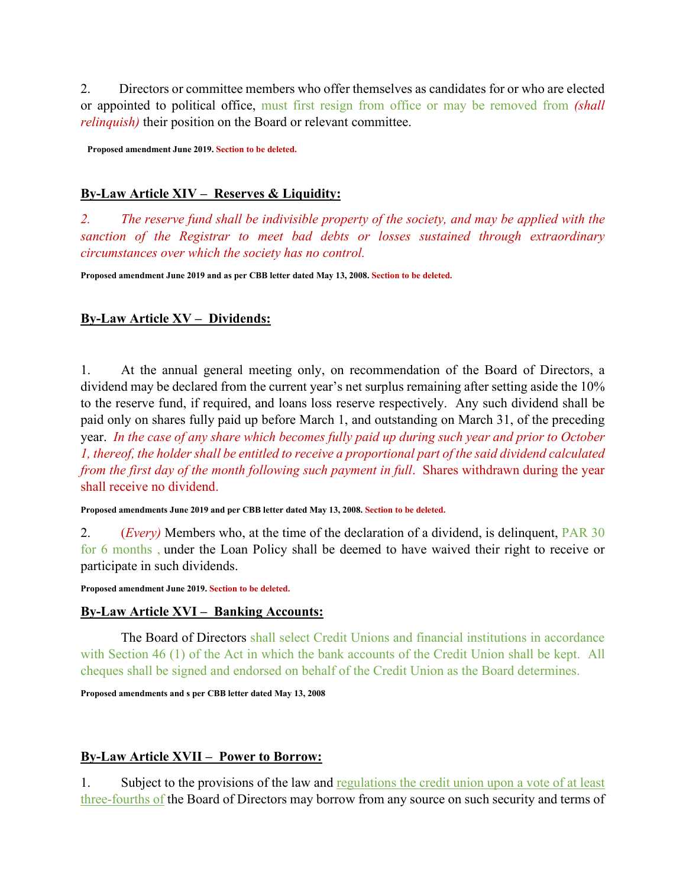2. Directors or committee members who offer themselves as candidates for or who are elected or appointed to political office, must first resign from office or may be removed from *(shall relinquish)* their position on the Board or relevant committee.

**Proposed amendment June 2019. Section to be deleted.**

**By-Law Article XIV – Reserves & Liquidity:**

*2. The reserve fund shall be indivisible property of the society, and may be applied with the sanction of the Registrar to meet bad debts or losses sustained through extraordinary circumstances over which the society has no control.*

**Proposed amendment June 2019 and as per CBB letter dated May 13, 2008. Section to be deleted.**

**By-Law Article XV – Dividends:**

1. At the annual general meeting only, on recommendation of the Board of Directors, a dividend may be declared from the current year's net surplus remaining after setting aside the 10% to the reserve fund, if required, and loans loss reserve respectively. Any such dividend shall be paid only on shares fully paid up before March 1, and outstanding on March 31, of the preceding year. *In the case of any share which becomes fully paid up during such year and prior to October 1, thereof, the holder shall be entitled to receive a proportional part of the said dividend calculated from the first day of the month following such payment in full*. Shares withdrawn during the year shall receive no dividend.

**Proposed amendments June 2019 and per CBB letter dated May 13, 2008. Section to be deleted.**

2. (*Every)* Members who, at the time of the declaration of a dividend, is delinquent, PAR 30 for 6 months , under the Loan Policy shall be deemed to have waived their right to receive or participate in such dividends.

**Proposed amendment June 2019. Section to be deleted.**

**By-Law Article XVI – Banking Accounts:**

The Board of Directors shall select Credit Unions and financial institutions in accordance with Section 46 (1) of the Act in which the bank accounts of the Credit Union shall be kept. All cheques shall be signed and endorsed on behalf of the Credit Union as the Board determines.

**Proposed amendments and s per CBB letter dated May 13, 2008**

**By-Law Article XVII – Power to Borrow:**

1. Subject to the provisions of the law and regulations the credit union upon a vote of at least three-fourths of the Board of Directors may borrow from any source on such security and terms of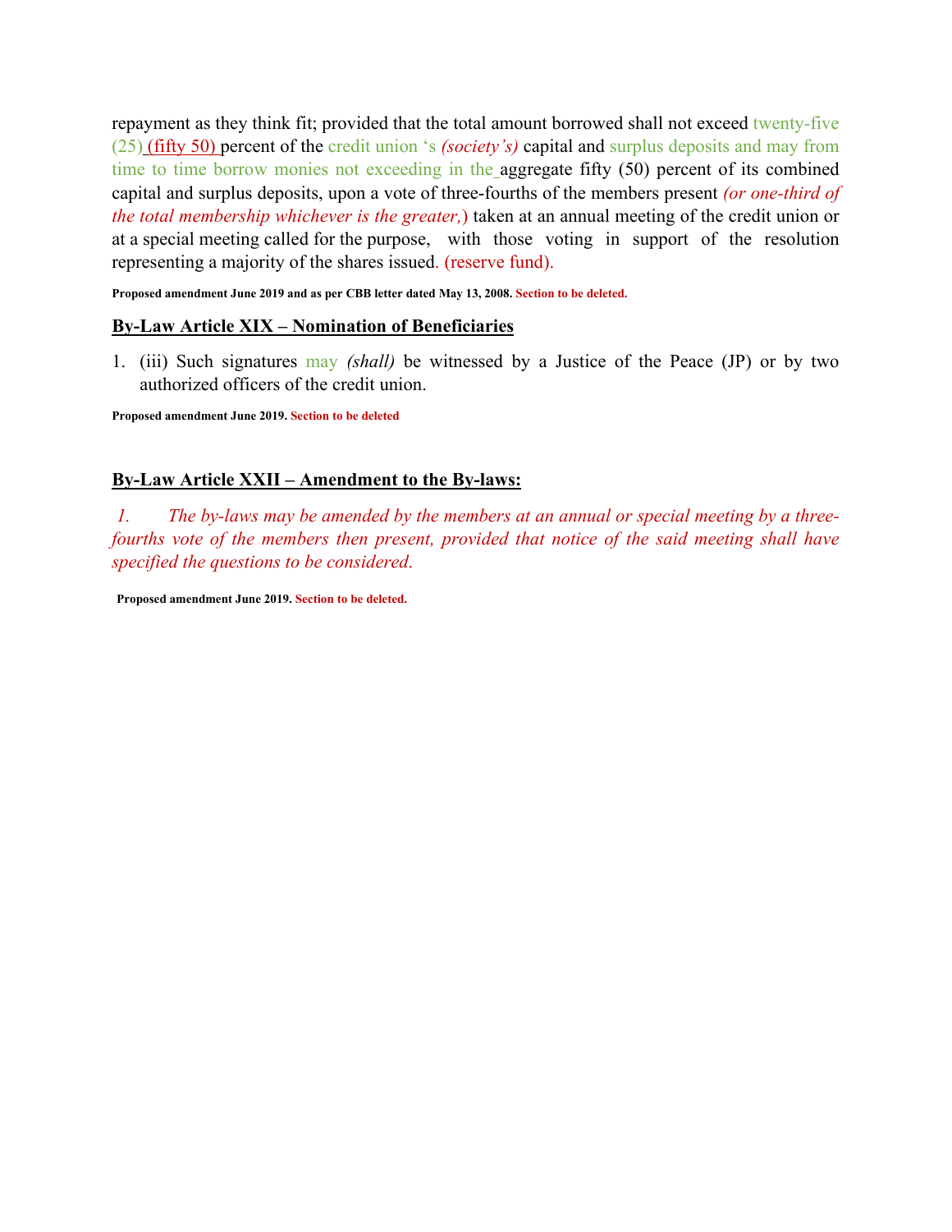repayment as they think fit; provided that the total amount borrowed shall not exceed twenty-five (25) (fifty 50) percent of the credit union 's *(society's)* capital and surplus deposits and may from time to time borrow monies not exceeding in the aggregate fifty (50) percent of its combined capital and surplus deposits, upon a vote of three-fourths of the members present *(or one-third of the total membership whichever is the greater,)* taken at an annual meeting of the credit union or at a special meeting called for the purpose, with those voting in support of the resolution representing a majority of the shares issued. (reserve fund).

**Proposed amendment June 2019 and as per CBB letter dated May 13, 2008. Section to be deleted.**

## By-Law Article XIX – Nomination of Beneficiaries

1. (iii) Such signatures may *(shall)* be witnessed by a Justice of the Peace (JP) or by two authorized officers of the credit union.

**Proposed amendment June 2019. Section to be deleted**

## By-Law Article XXII – Amendment to the By-laws:

*1. The by-laws may be amended by the members at an annual or special meeting by a three-fourths vote of the members then present, provided that notice of the said meeting shall have specified the questions to be considered.*

**Proposed amendment June 2019. Section to be deleted.**